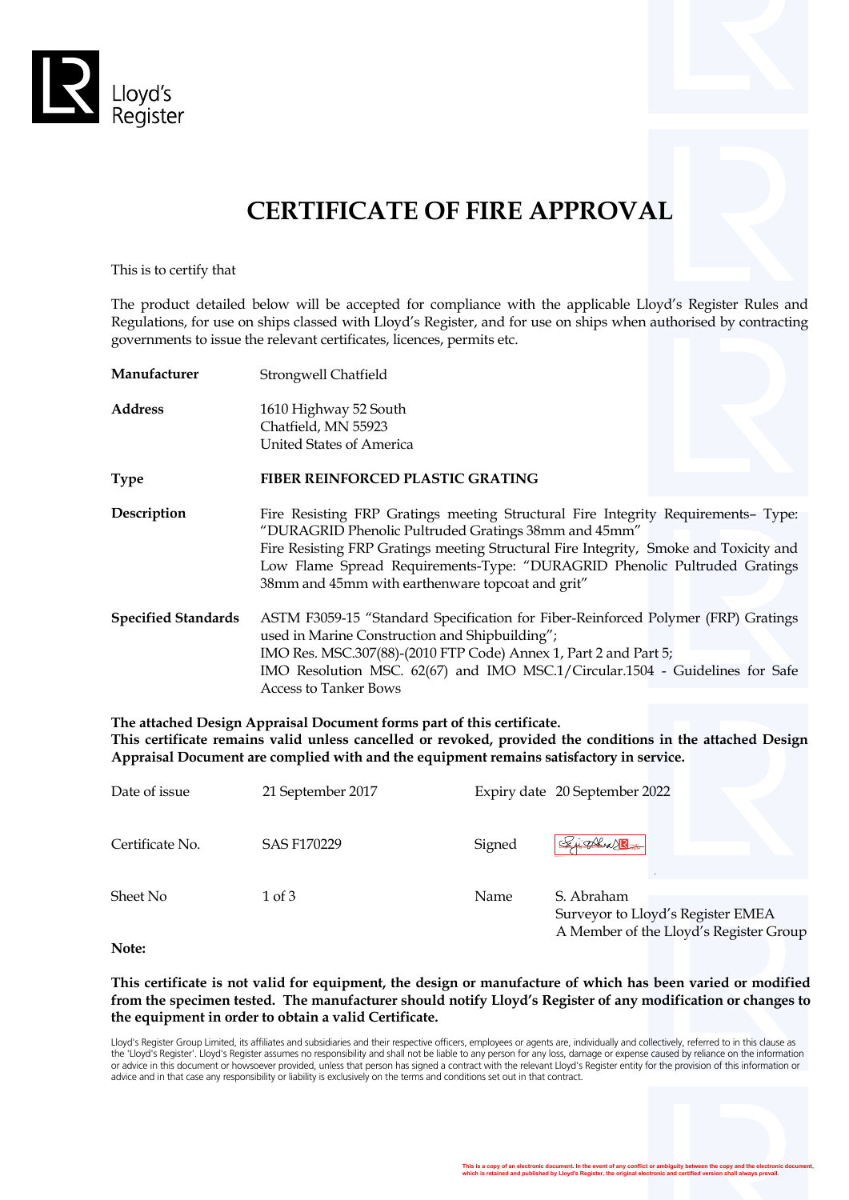Lloyd's Register

# CERTIFICATE OF FIRE APPROVAL

This is to certify that

The product detailed below will be accepted for compliance with the applicable Lloyd's Register Rules and Regulations, for use on ships classed with Lloyd's Register, and for use on ships when authorised by contracting governments to issue the relevant certificates, licences, permits etc.

| | |
|---|---|
| **Manufacturer** | Strongwell Chatfield |
| **Address** | 1610 Highway 52 South<br>Chatfield, MN 55923<br>United States of America |
| **Type** | **FIBER REINFORCED PLASTIC GRATING** |
| **Description** | Fire Resisting FRP Gratings meeting Structural Fire Integrity Requirements– Type: "DURAGRID Phenolic Pultruded Gratings 38mm and 45mm"<br>Fire Resisting FRP Gratings meeting Structural Fire Integrity, Smoke and Toxicity and Low Flame Spread Requirements-Type: "DURAGRID Phenolic Pultruded Gratings 38mm and 45mm with earthenware topcoat and grit" |
| **Specified Standards** | ASTM F3059-15 "Standard Specification for Fiber-Reinforced Polymer (FRP) Gratings used in Marine Construction and Shipbuilding";<br>IMO Res. MSC.307(88)-(2010 FTP Code) Annex 1, Part 2 and Part 5;<br>IMO Resolution MSC. 62(67) and IMO MSC.1/Circular.1504 - Guidelines for Safe Access to Tanker Bows |

**The attached Design Appraisal Document forms part of this certificate.**
**This certificate remains valid unless cancelled or revoked, provided the conditions in the attached Design Appraisal Document are complied with and the equipment remains satisfactory in service.**

| | | | |
|---|---|---|---|
| Date of issue | 21 September 2017 | Expiry date | 20 September 2022 |
| Certificate No. | SAS F170229 | Signed | |
| Sheet No | 1 of 3 | Name | S. Abraham<br>Surveyor to Lloyd's Register EMEA<br>A Member of the Lloyd's Register Group |

**Note:**

**This certificate is not valid for equipment, the design or manufacture of which has been varied or modified from the specimen tested. The manufacturer should notify Lloyd's Register of any modification or changes to the equipment in order to obtain a valid Certificate.**

Lloyd's Register Group Limited, its affiliates and subsidiaries and their respective officers, employees or agents are, individually and collectively, referred to in this clause as the 'Lloyd's Register'. Lloyd's Register assumes no responsibility and shall not be liable to any person for any loss, damage or expense caused by reliance on the information or advice in this document or howsoever provided, unless that person has signed a contract with the relevant Lloyd's Register entity for the provision of this information or advice and in that case any responsibility or liability is exclusively on the terms and conditions set out in that contract.

This is a copy of an electronic document. In the event of any conflict or ambiguity between the copy and the electronic document, which is retained and published by Lloyd's Register, the original electronic and certified version shall always prevail.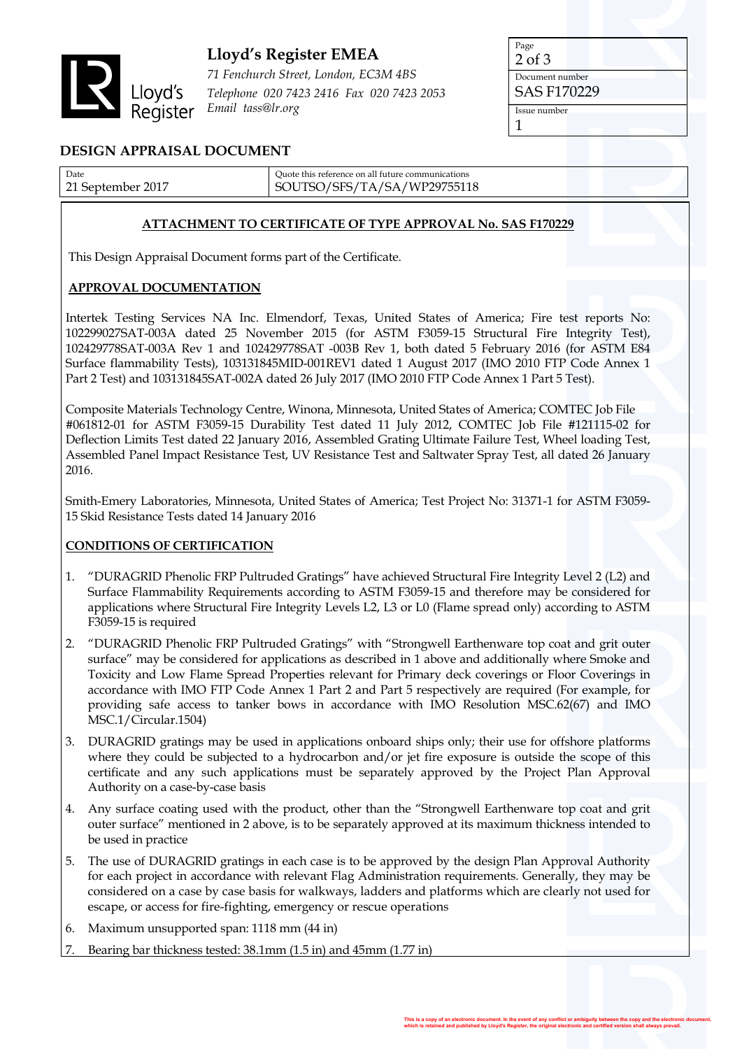# DESIGN APPRAISAL DOCUMENT

| Date | Quote this reference on all future communications |
| --- | --- |
| 21 September 2017 | SOUTSO/SFS/TA/SA/WP29755118 |

## ATTACHMENT TO CERTIFICATE OF TYPE APPROVAL No. SAS F170229

This Design Appraisal Document forms part of the Certificate.

### APPROVAL DOCUMENTATION

Intertek Testing Services NA Inc. Elmendorf, Texas, United States of America; Fire test reports No: 102299027SAT-003A dated 25 November 2015 (for ASTM F3059-15 Structural Fire Integrity Test), 102429778SAT-003A Rev 1 and 102429778SAT -003B Rev 1, both dated 5 February 2016 (for ASTM E84 Surface flammability Tests), 103131845MID-001REV1 dated 1 August 2017 (IMO 2010 FTP Code Annex 1 Part 2 Test) and 103131845SAT-002A dated 26 July 2017 (IMO 2010 FTP Code Annex 1 Part 5 Test).

Composite Materials Technology Centre, Winona, Minnesota, United States of America; COMTEC Job File #061812-01 for ASTM F3059-15 Durability Test dated 11 July 2012, COMTEC Job File #121115-02 for Deflection Limits Test dated 22 January 2016, Assembled Grating Ultimate Failure Test, Wheel loading Test, Assembled Panel Impact Resistance Test, UV Resistance Test and Saltwater Spray Test, all dated 26 January 2016.

Smith-Emery Laboratories, Minnesota, United States of America; Test Project No: 31371-1 for ASTM F3059-15 Skid Resistance Tests dated 14 January 2016

### CONDITIONS OF CERTIFICATION

1. "DURAGRID Phenolic FRP Pultruded Gratings" have achieved Structural Fire Integrity Level 2 (L2) and Surface Flammability Requirements according to ASTM F3059-15 and therefore may be considered for applications where Structural Fire Integrity Levels L2, L3 or L0 (Flame spread only) according to ASTM F3059-15 is required
2. "DURAGRID Phenolic FRP Pultruded Gratings" with "Strongwell Earthenware top coat and grit outer surface" may be considered for applications as described in 1 above and additionally where Smoke and Toxicity and Low Flame Spread Properties relevant for Primary deck coverings or Floor Coverings in accordance with IMO FTP Code Annex 1 Part 2 and Part 5 respectively are required (For example, for providing safe access to tanker bows in accordance with IMO Resolution MSC.62(67) and IMO MSC.1/Circular.1504)
3. DURAGRID gratings may be used in applications onboard ships only; their use for offshore platforms where they could be subjected to a hydrocarbon and/or jet fire exposure is outside the scope of this certificate and any such applications must be separately approved by the Project Plan Approval Authority on a case-by-case basis
4. Any surface coating used with the product, other than the "Strongwell Earthenware top coat and grit outer surface" mentioned in 2 above, is to be separately approved at its maximum thickness intended to be used in practice
5. The use of DURAGRID gratings in each case is to be approved by the design Plan Approval Authority for each project in accordance with relevant Flag Administration requirements. Generally, they may be considered on a case by case basis for walkways, ladders and platforms which are clearly not used for escape, or access for fire-fighting, emergency or rescue operations
6. Maximum unsupported span: 1118 mm (44 in)
7. Bearing bar thickness tested: 38.1mm (1.5 in) and 45mm (1.77 in)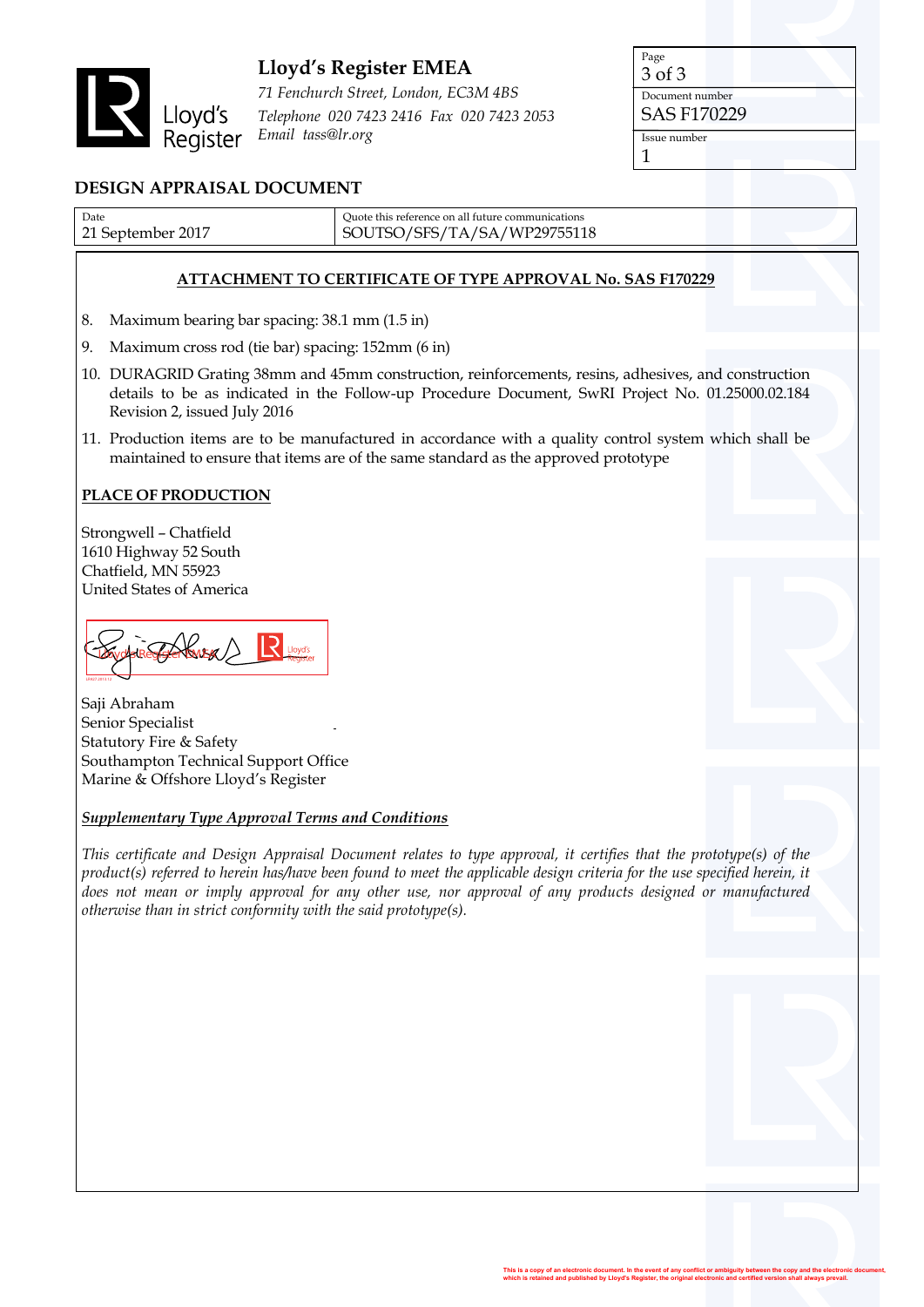**Lloyd's Register EMEA**

*71 Fenchurch Street, London, EC3M 4BS*
*Telephone 020 7423 2416 Fax 020 7423 2053*
*Email tass@lr.org*

| | |
|---|---|
| Document number | SAS F170229 |
| Issue number | 1 |

## DESIGN APPRAISAL DOCUMENT

| Date | Quote this reference on all future communications |
|---|---|
| 21 September 2017 | SOUTSO/SFS/TA/SA/WP29755118 |

### ATTACHMENT TO CERTIFICATE OF TYPE APPROVAL No. SAS F170229

8. Maximum bearing bar spacing: 38.1 mm (1.5 in)
9. Maximum cross rod (tie bar) spacing: 152mm (6 in)
10. DURAGRID Grating 38mm and 45mm construction, reinforcements, resins, adhesives, and construction details to be as indicated in the Follow-up Procedure Document, SwRI Project No. 01.25000.02.184 Revision 2, issued July 2016
11. Production items are to be manufactured in accordance with a quality control system which shall be maintained to ensure that items are of the same standard as the approved prototype

### PLACE OF PRODUCTION

Strongwell – Chatfield
1610 Highway 52 South
Chatfield, MN 55923
United States of America

Saji Abraham
Senior Specialist
Statutory Fire & Safety
Southampton Technical Support Office
Marine & Offshore Lloyd's Register

***Supplementary Type Approval Terms and Conditions***

*This certificate and Design Appraisal Document relates to type approval, it certifies that the prototype(s) of the product(s) referred to herein has/have been found to meet the applicable design criteria for the use specified herein, it does not mean or imply approval for any other use, nor approval of any products designed or manufactured otherwise than in strict conformity with the said prototype(s).*

This is a copy of an electronic document. In the event of any conflict or ambiguity between the copy and the electronic document, which is retained and published by Lloyd's Register, the original electronic and certified version shall always prevail.